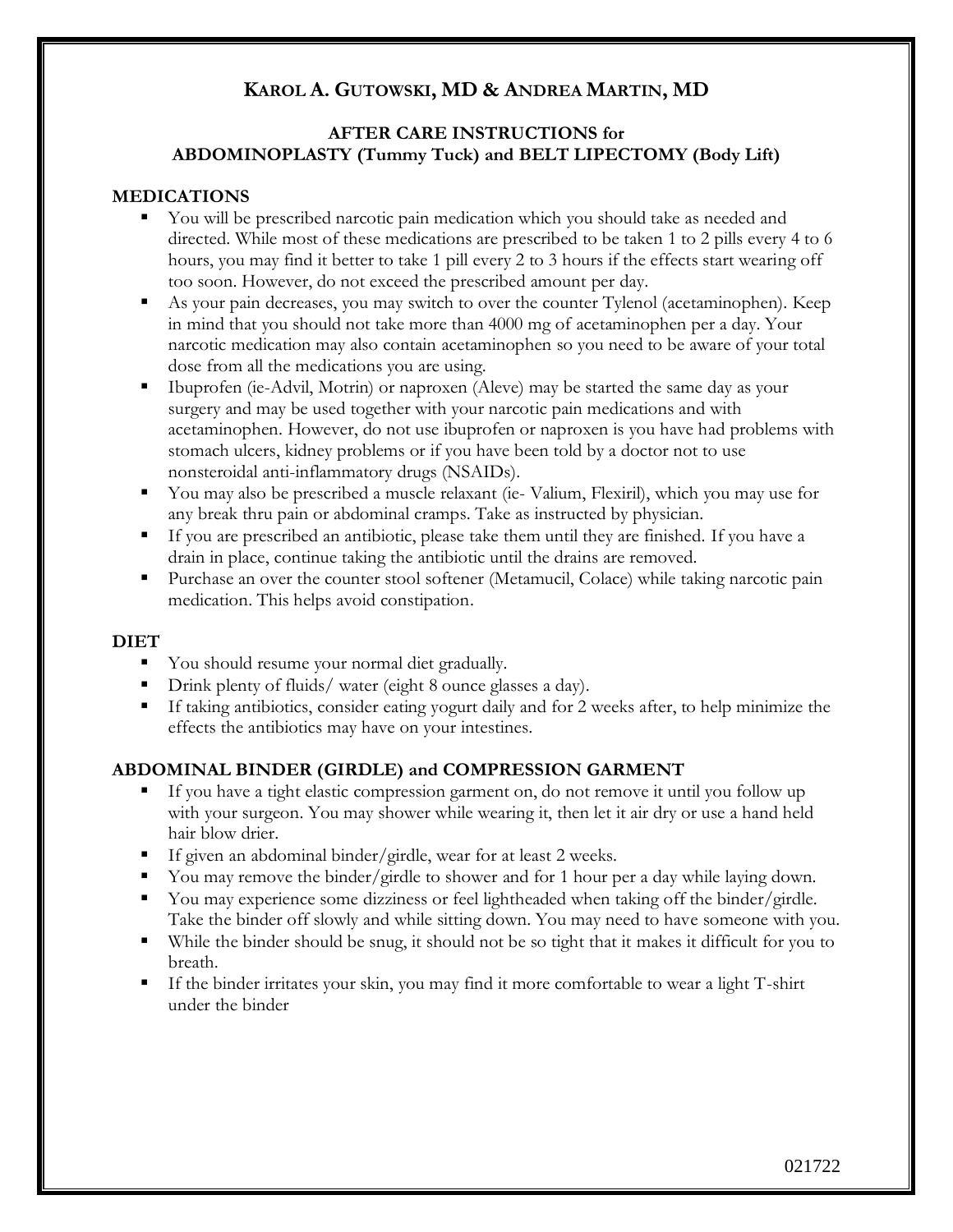# KAROL A. GUTOWSKI, MD & ANDREA MARTIN, MD

## AFTER CARE INSTRUCTIONS for ABDOMINOPLASTY (Tummy Tuck) and BELT LIPECTOMY (Body Lift)

### MEDICATIONS

- You will be prescribed narcotic pain medication which you should take as needed and directed. While most of these medications are prescribed to be taken 1 to 2 pills every 4 to 6 hours, you may find it better to take 1 pill every 2 to 3 hours if the effects start wearing off too soon. However, do not exceed the prescribed amount per day.
- As your pain decreases, you may switch to over the counter Tylenol (acetaminophen). Keep in mind that you should not take more than 4000 mg of acetaminophen per a day. Your narcotic medication may also contain acetaminophen so you need to be aware of your total dose from all the medications you are using.
- Ibuprofen (ie-Advil, Motrin) or naproxen (Aleve) may be started the same day as your surgery and may be used together with your narcotic pain medications and with acetaminophen. However, do not use ibuprofen or naproxen is you have had problems with stomach ulcers, kidney problems or if you have been told by a doctor not to use nonsteroidal anti-inflammatory drugs (NSAIDs).
- You may also be prescribed a muscle relaxant (ie- Valium, Flexiril), which you may use for any break thru pain or abdominal cramps. Take as instructed by physician.
- If you are prescribed an antibiotic, please take them until they are finished. If you have a drain in place, continue taking the antibiotic until the drains are removed.
- Purchase an over the counter stool softener (Metamucil, Colace) while taking narcotic pain medication. This helps avoid constipation.

### DIET

- You should resume your normal diet gradually.
- Drink plenty of fluids/ water (eight 8 ounce glasses a day).
- If taking antibiotics, consider eating yogurt daily and for 2 weeks after, to help minimize the effects the antibiotics may have on your intestines.

### ABDOMINAL BINDER (GIRDLE) and COMPRESSION GARMENT

- If you have a tight elastic compression garment on, do not remove it until you follow up with your surgeon. You may shower while wearing it, then let it air dry or use a hand held hair blow drier.
- If given an abdominal binder/girdle, wear for at least 2 weeks.
- You may remove the binder/girdle to shower and for 1 hour per a day while laying down.
- You may experience some dizziness or feel lightheaded when taking off the binder/girdle. Take the binder off slowly and while sitting down. You may need to have someone with you.
- While the binder should be snug, it should not be so tight that it makes it difficult for you to breath.
- If the binder irritates your skin, you may find it more comfortable to wear a light T-shirt under the binder

021722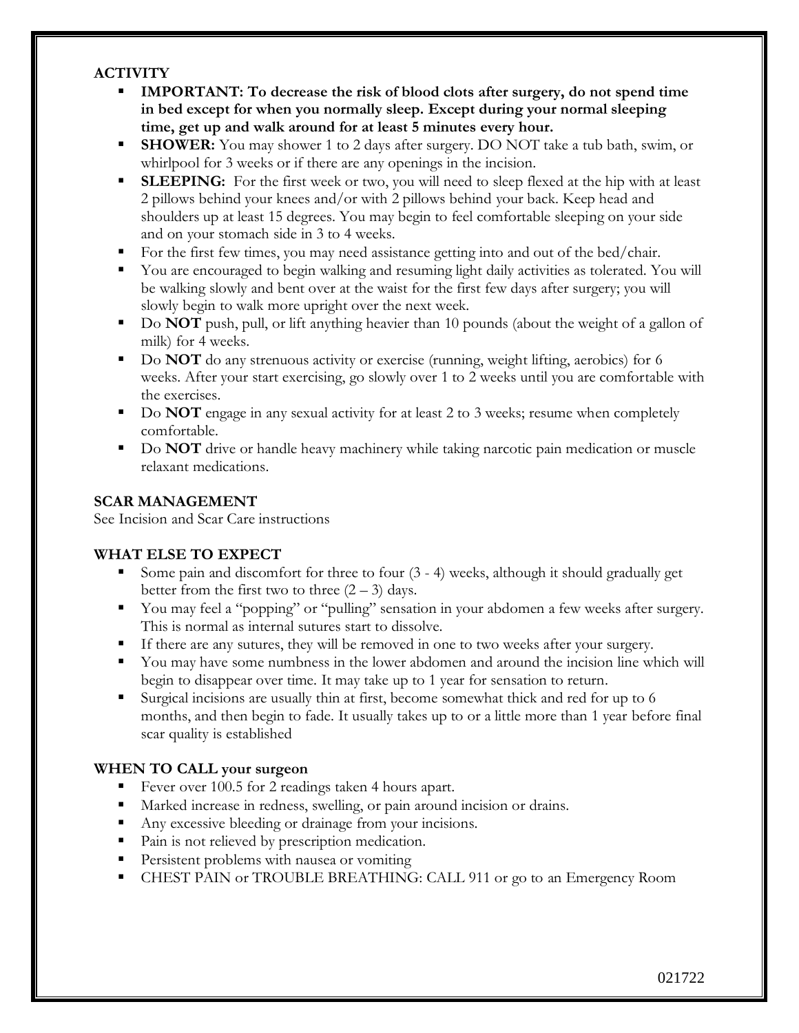## ACTIVITY

- **IMPORTANT: To decrease the risk of blood clots after surgery, do not spend time in bed except for when you normally sleep. Except during your normal sleeping time, get up and walk around for at least 5 minutes every hour.**
- **SHOWER:** You may shower 1 to 2 days after surgery. DO NOT take a tub bath, swim, or whirlpool for 3 weeks or if there are any openings in the incision.
- **SLEEPING:** For the first week or two, you will need to sleep flexed at the hip with at least 2 pillows behind your knees and/or with 2 pillows behind your back. Keep head and shoulders up at least 15 degrees. You may begin to feel comfortable sleeping on your side and on your stomach side in 3 to 4 weeks.
- For the first few times, you may need assistance getting into and out of the bed/chair.
- You are encouraged to begin walking and resuming light daily activities as tolerated. You will be walking slowly and bent over at the waist for the first few days after surgery; you will slowly begin to walk more upright over the next week.
- Do **NOT** push, pull, or lift anything heavier than 10 pounds (about the weight of a gallon of milk) for 4 weeks.
- Do **NOT** do any strenuous activity or exercise (running, weight lifting, aerobics) for 6 weeks. After your start exercising, go slowly over 1 to 2 weeks until you are comfortable with the exercises.
- Do **NOT** engage in any sexual activity for at least 2 to 3 weeks; resume when completely comfortable.
- Do **NOT** drive or handle heavy machinery while taking narcotic pain medication or muscle relaxant medications.

## SCAR MANAGEMENT

See Incision and Scar Care instructions

## WHAT ELSE TO EXPECT

- Some pain and discomfort for three to four (3 - 4) weeks, although it should gradually get better from the first two to three (2 – 3) days.
- You may feel a "popping" or "pulling" sensation in your abdomen a few weeks after surgery. This is normal as internal sutures start to dissolve.
- If there are any sutures, they will be removed in one to two weeks after your surgery.
- You may have some numbness in the lower abdomen and around the incision line which will begin to disappear over time. It may take up to 1 year for sensation to return.
- Surgical incisions are usually thin at first, become somewhat thick and red for up to 6 months, and then begin to fade. It usually takes up to or a little more than 1 year before final scar quality is established

## WHEN TO CALL your surgeon

- Fever over 100.5 for 2 readings taken 4 hours apart.
- Marked increase in redness, swelling, or pain around incision or drains.
- Any excessive bleeding or drainage from your incisions.
- Pain is not relieved by prescription medication.
- Persistent problems with nausea or vomiting
- CHEST PAIN or TROUBLE BREATHING: CALL 911 or go to an Emergency Room

021722